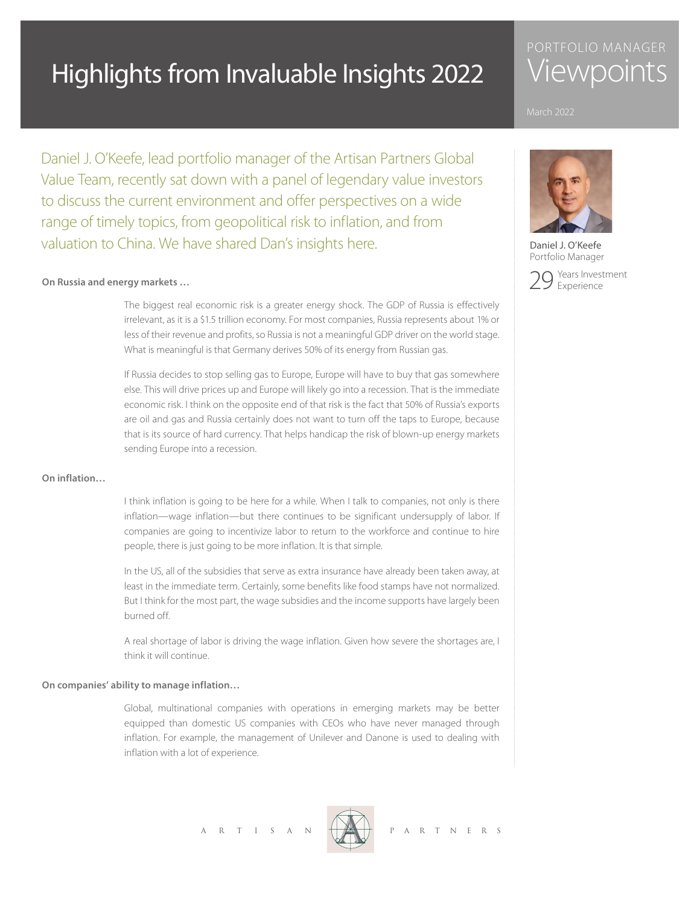# Highlights from Invaluable Insights 2022

PORTFOLIO MANAGER Viewpoints

March 2022

Daniel J. O'Keefe, lead portfolio manager of the Artisan Partners Global Value Team, recently sat down with a panel of legendary value investors to discuss the current environment and offer perspectives on a wide range of timely topics, from geopolitical risk to inflation, and from valuation to China. We have shared Dan's insights here.

Daniel J. O'Keefe
Portfolio Manager

29 Years Investment Experience

**On Russia and energy markets …**

The biggest real economic risk is a greater energy shock. The GDP of Russia is effectively irrelevant, as it is a $1.5 trillion economy. For most companies, Russia represents about 1% or less of their revenue and profits, so Russia is not a meaningful GDP driver on the world stage. What is meaningful is that Germany derives 50% of its energy from Russian gas.

If Russia decides to stop selling gas to Europe, Europe will have to buy that gas somewhere else. This will drive prices up and Europe will likely go into a recession. That is the immediate economic risk. I think on the opposite end of that risk is the fact that 50% of Russia's exports are oil and gas and Russia certainly does not want to turn off the taps to Europe, because that is its source of hard currency. That helps handicap the risk of blown-up energy markets sending Europe into a recession.

**On inflation…**

I think inflation is going to be here for a while. When I talk to companies, not only is there inflation—wage inflation—but there continues to be significant undersupply of labor. If companies are going to incentivize labor to return to the workforce and continue to hire people, there is just going to be more inflation. It is that simple.

In the US, all of the subsidies that serve as extra insurance have already been taken away, at least in the immediate term. Certainly, some benefits like food stamps have not normalized. But I think for the most part, the wage subsidies and the income supports have largely been burned off.

A real shortage of labor is driving the wage inflation. Given how severe the shortages are, I think it will continue.

**On companies' ability to manage inflation…**

Global, multinational companies with operations in emerging markets may be better equipped than domestic US companies with CEOs who have never managed through inflation. For example, the management of Unilever and Danone is used to dealing with inflation with a lot of experience.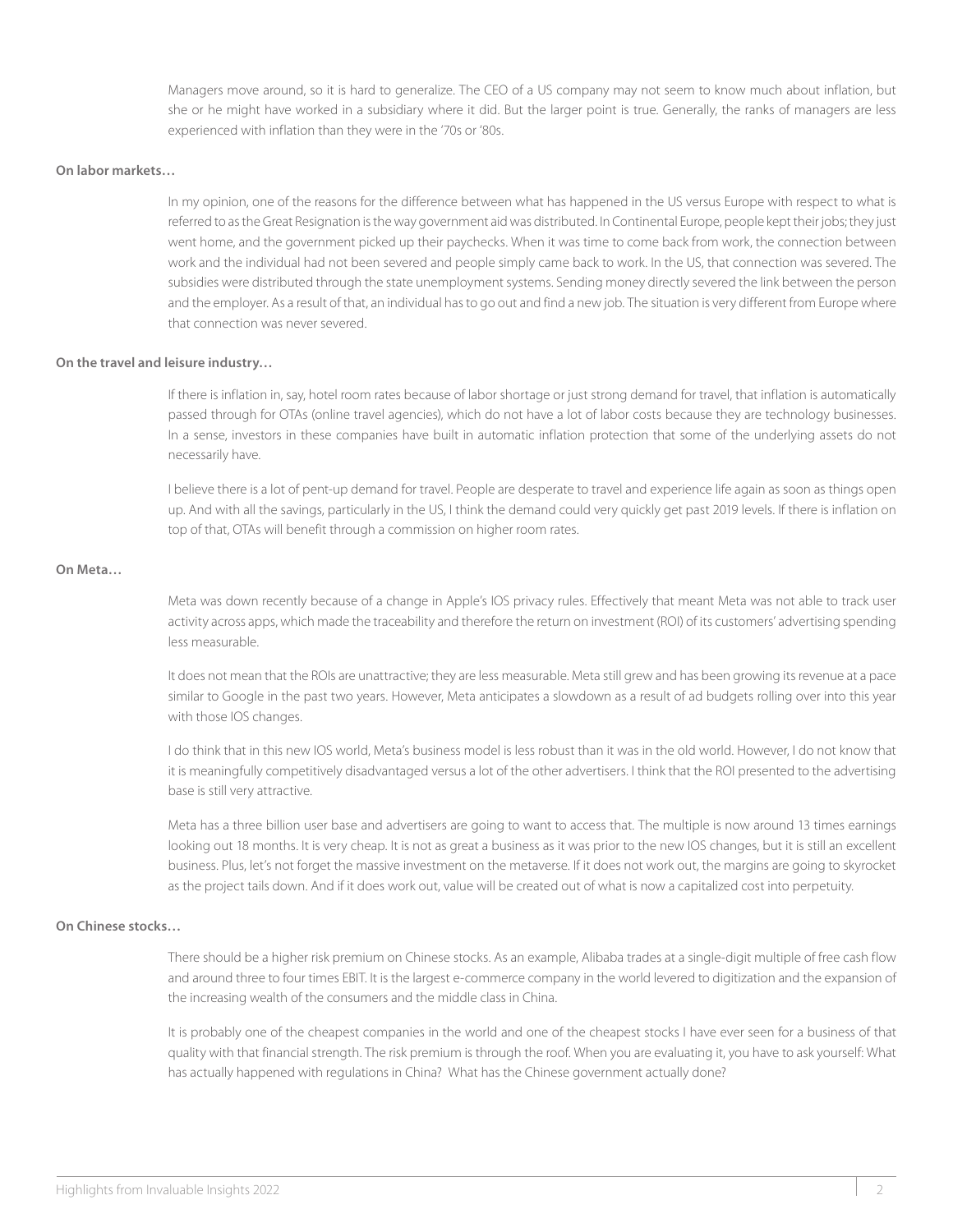Managers move around, so it is hard to generalize. The CEO of a US company may not seem to know much about inflation, but she or he might have worked in a subsidiary where it did. But the larger point is true. Generally, the ranks of managers are less experienced with inflation than they were in the '70s or '80s.

**On labor markets…**

In my opinion, one of the reasons for the difference between what has happened in the US versus Europe with respect to what is referred to as the Great Resignation is the way government aid was distributed. In Continental Europe, people kept their jobs; they just went home, and the government picked up their paychecks. When it was time to come back from work, the connection between work and the individual had not been severed and people simply came back to work. In the US, that connection was severed. The subsidies were distributed through the state unemployment systems. Sending money directly severed the link between the person and the employer. As a result of that, an individual has to go out and find a new job. The situation is very different from Europe where that connection was never severed.

**On the travel and leisure industry…**

If there is inflation in, say, hotel room rates because of labor shortage or just strong demand for travel, that inflation is automatically passed through for OTAs (online travel agencies), which do not have a lot of labor costs because they are technology businesses. In a sense, investors in these companies have built in automatic inflation protection that some of the underlying assets do not necessarily have.

I believe there is a lot of pent-up demand for travel. People are desperate to travel and experience life again as soon as things open up. And with all the savings, particularly in the US, I think the demand could very quickly get past 2019 levels. If there is inflation on top of that, OTAs will benefit through a commission on higher room rates.

**On Meta…**

Meta was down recently because of a change in Apple's IOS privacy rules. Effectively that meant Meta was not able to track user activity across apps, which made the traceability and therefore the return on investment (ROI) of its customers' advertising spending less measurable.

It does not mean that the ROIs are unattractive; they are less measurable. Meta still grew and has been growing its revenue at a pace similar to Google in the past two years. However, Meta anticipates a slowdown as a result of ad budgets rolling over into this year with those IOS changes.

I do think that in this new IOS world, Meta's business model is less robust than it was in the old world. However, I do not know that it is meaningfully competitively disadvantaged versus a lot of the other advertisers. I think that the ROI presented to the advertising base is still very attractive.

Meta has a three billion user base and advertisers are going to want to access that. The multiple is now around 13 times earnings looking out 18 months. It is very cheap. It is not as great a business as it was prior to the new IOS changes, but it is still an excellent business. Plus, let's not forget the massive investment on the metaverse. If it does not work out, the margins are going to skyrocket as the project tails down. And if it does work out, value will be created out of what is now a capitalized cost into perpetuity.

**On Chinese stocks…**

There should be a higher risk premium on Chinese stocks. As an example, Alibaba trades at a single-digit multiple of free cash flow and around three to four times EBIT. It is the largest e-commerce company in the world levered to digitization and the expansion of the increasing wealth of the consumers and the middle class in China.

It is probably one of the cheapest companies in the world and one of the cheapest stocks I have ever seen for a business of that quality with that financial strength. The risk premium is through the roof. When you are evaluating it, you have to ask yourself: What has actually happened with regulations in China? What has the Chinese government actually done?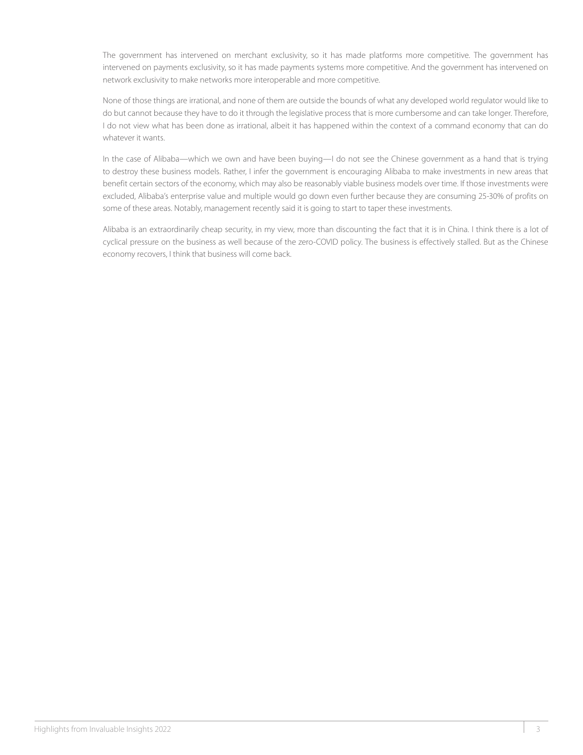The government has intervened on merchant exclusivity, so it has made platforms more competitive. The government has intervened on payments exclusivity, so it has made payments systems more competitive. And the government has intervened on network exclusivity to make networks more interoperable and more competitive.

None of those things are irrational, and none of them are outside the bounds of what any developed world regulator would like to do but cannot because they have to do it through the legislative process that is more cumbersome and can take longer. Therefore, I do not view what has been done as irrational, albeit it has happened within the context of a command economy that can do whatever it wants.

In the case of Alibaba—which we own and have been buying—I do not see the Chinese government as a hand that is trying to destroy these business models. Rather, I infer the government is encouraging Alibaba to make investments in new areas that benefit certain sectors of the economy, which may also be reasonably viable business models over time. If those investments were excluded, Alibaba's enterprise value and multiple would go down even further because they are consuming 25-30% of profits on some of these areas. Notably, management recently said it is going to start to taper these investments.

Alibaba is an extraordinarily cheap security, in my view, more than discounting the fact that it is in China. I think there is a lot of cyclical pressure on the business as well because of the zero-COVID policy. The business is effectively stalled. But as the Chinese economy recovers, I think that business will come back.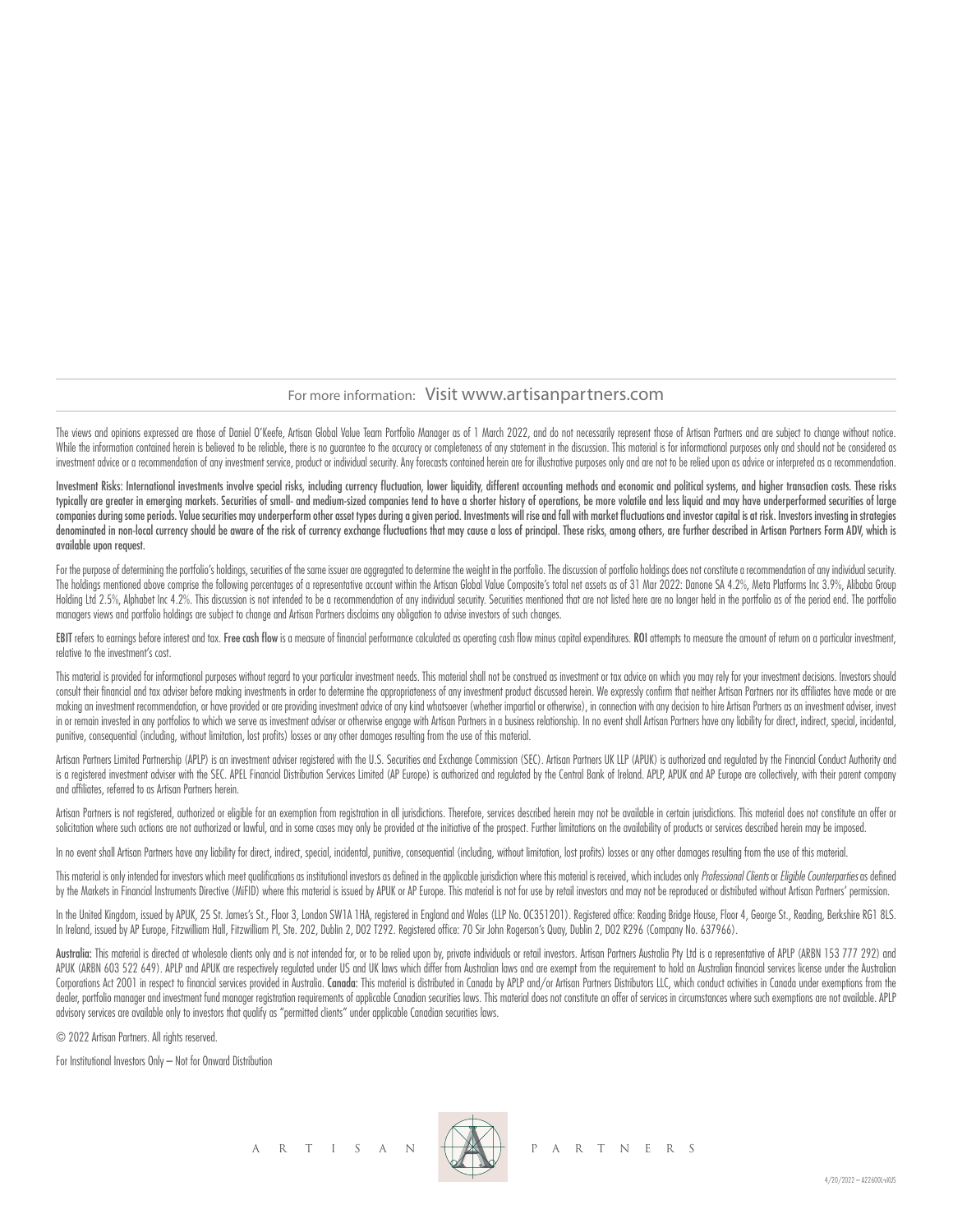For more information: Visit www.artisanpartners.com

The views and opinions expressed are those of Daniel O'Keefe, Artisan Global Value Team Portfolio Manager as of 1 March 2022, and do not necessarily represent those of Artisan Partners and are subject to change without notice. While the information contained herein is believed to be reliable, there is no guarantee to the accuracy or completeness of any statement in the discussion. This material is for informational purposes only and should not be considered as investment advice or a recommendation of any investment service, product or individual security. Any forecasts contained herein are for illustrative purposes only and are not to be relied upon as advice or interpreted as a recommendation.

**Investment Risks: International investments involve special risks, including currency fluctuation, lower liquidity, different accounting methods and economic and political systems, and higher transaction costs. These risks typically are greater in emerging markets. Securities of small- and medium-sized companies tend to have a shorter history of operations, be more volatile and less liquid and may have underperformed securities of large companies during some periods. Value securities may underperform other asset types during a given period. Investments will rise and fall with market fluctuations and investor capital is at risk. Investors investing in strategies denominated in non-local currency should be aware of the risk of currency exchange fluctuations that may cause a loss of principal. These risks, among others, are further described in Artisan Partners Form ADV, which is available upon request.**

For the purpose of determining the portfolio's holdings, securities of the same issuer are aggregated to determine the weight in the portfolio. The discussion of portfolio holdings does not constitute a recommendation of any individual security. The holdings mentioned above comprise the following percentages of a representative account within the Artisan Global Value Composite's total net assets as of 31 Mar 2022: Danone SA 4.2%, Meta Platforms Inc 3.9%, Alibaba Group Holding Ltd 2.5%, Alphabet Inc 4.2%. This discussion is not intended to be a recommendation of any individual security. Securities mentioned that are not listed here are no longer held in the portfolio as of the period end. The portfolio managers views and portfolio holdings are subject to change and Artisan Partners disclaims any obligation to advise investors of such changes.

**EBIT** refers to earnings before interest and tax. **Free cash flow** is a measure of financial performance calculated as operating cash flow minus capital expenditures. **ROI** attempts to measure the amount of return on a particular investment, relative to the investment's cost.

This material is provided for informational purposes without regard to your particular investment needs. This material shall not be construed as investment or tax advice on which you may rely for your investment decisions. Investors should consult their financial and tax adviser before making investments in order to determine the appropriateness of any investment product discussed herein. We expressly confirm that neither Artisan Partners nor its affiliates have made or are making an investment recommendation, or have provided or are providing investment advice of any kind whatsoever (whether impartial or otherwise), in connection with any decision to hire Artisan Partners as an investment adviser, invest in or remain invested in any portfolios to which we serve as investment adviser or otherwise engage with Artisan Partners in a business relationship. In no event shall Artisan Partners have any liability for direct, indirect, special, incidental, punitive, consequential (including, without limitation, lost profits) losses or any other damages resulting from the use of this material.

Artisan Partners Limited Partnership (APLP) is an investment adviser registered with the U.S. Securities and Exchange Commission (SEC). Artisan Partners UK LLP (APUK) is authorized and regulated by the Financial Conduct Authority and is a registered investment adviser with the SEC. APEL Financial Distribution Services Limited (AP Europe) is authorized and regulated by the Central Bank of Ireland. APLP, APUK and AP Europe are collectively, with their parent company and affiliates, referred to as Artisan Partners herein.

Artisan Partners is not registered, authorized or eligible for an exemption from registration in all jurisdictions. Therefore, services described herein may not be available in certain jurisdictions. This material does not constitute an offer or solicitation where such actions are not authorized or lawful, and in some cases may only be provided at the initiative of the prospect. Further limitations on the availability of products or services described herein may be imposed.

In no event shall Artisan Partners have any liability for direct, indirect, special, incidental, punitive, consequential (including, without limitation, lost profits) losses or any other damages resulting from the use of this material.

This material is only intended for investors which meet qualifications as institutional investors as defined in the applicable jurisdiction where this material is received, which includes only *Professional Clients* or *Eligible Counterparties* as defined by the Markets in Financial Instruments Directive (MiFID) where this material is issued by APUK or AP Europe. This material is not for use by retail investors and may not be reproduced or distributed without Artisan Partners' permission.

In the United Kingdom, issued by APUK, 25 St. James's St., Floor 3, London SW1A 1HA, registered in England and Wales (LLP No. OC351201). Registered office: Reading Bridge House, Floor 4, George St., Reading, Berkshire RG1 8LS. In Ireland, issued by AP Europe, Fitzwilliam Hall, Fitzwilliam Pl, Ste. 202, Dublin 2, D02 T292. Registered office: 70 Sir John Rogerson's Quay, Dublin 2, D02 R296 (Company No. 637966).

**Australia:** This material is directed at wholesale clients only and is not intended for, or to be relied upon by, private individuals or retail investors. Artisan Partners Australia Pty Ltd is a representative of APLP (ARBN 153 777 292) and APUK (ARBN 603 522 649). APLP and APUK are respectively regulated under US and UK laws which differ from Australian laws and are exempt from the requirement to hold an Australian financial services license under the Australian Corporations Act 2001 in respect to financial services provided in Australia. **Canada:** This material is distributed in Canada by APLP and/or Artisan Partners Distributors LLC, which conduct activities in Canada under exemptions from the dealer, portfolio manager and investment fund manager registration requirements of applicable Canadian securities laws. This material does not constitute an offer of services in circumstances where such exemptions are not available. APLP advisory services are available only to investors that qualify as "permitted clients" under applicable Canadian securities laws.

© 2022 Artisan Partners. All rights reserved.

For Institutional Investors Only – Not for Onward Distribution

ARTISAN PARTNERS

4/20/2022 – A22600L-vXUS